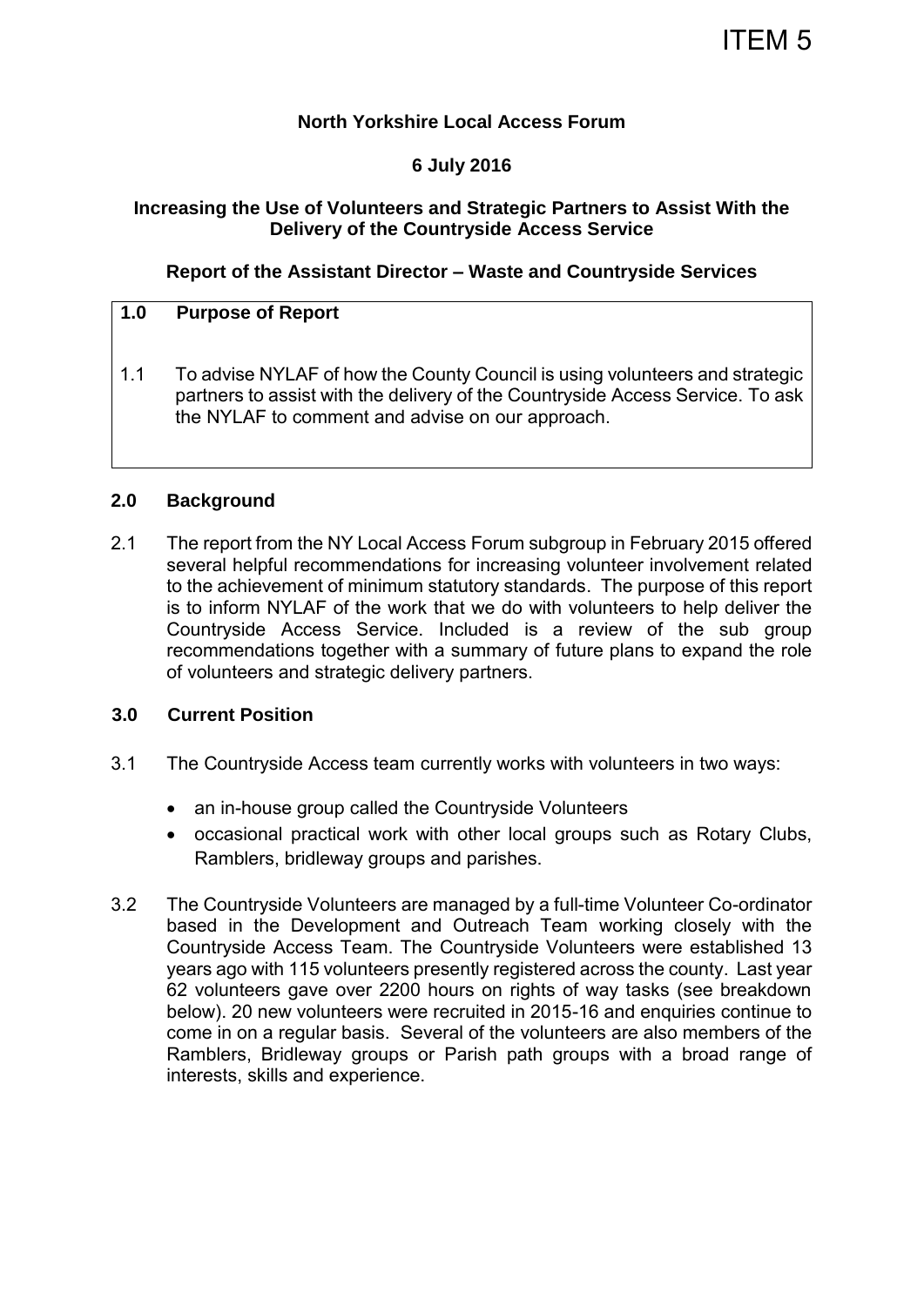ITEM 5

**North Yorkshire Local Access Forum**

**6 July 2016**

**Increasing the Use of Volunteers and Strategic Partners to Assist With the Delivery of the Countryside Access Service**

**Report of the Assistant Director – Waste and Countryside Services**

## 1.0 Purpose of Report

1.1 To advise NYLAF of how the County Council is using volunteers and strategic partners to assist with the delivery of the Countryside Access Service. To ask the NYLAF to comment and advise on our approach.

## 2.0 Background

2.1 The report from the NY Local Access Forum subgroup in February 2015 offered several helpful recommendations for increasing volunteer involvement related to the achievement of minimum statutory standards. The purpose of this report is to inform NYLAF of the work that we do with volunteers to help deliver the Countryside Access Service. Included is a review of the sub group recommendations together with a summary of future plans to expand the role of volunteers and strategic delivery partners.

## 3.0 Current Position

3.1 The Countryside Access team currently works with volunteers in two ways:

- an in-house group called the Countryside Volunteers
- occasional practical work with other local groups such as Rotary Clubs, Ramblers, bridleway groups and parishes.

3.2 The Countryside Volunteers are managed by a full-time Volunteer Co-ordinator based in the Development and Outreach Team working closely with the Countryside Access Team. The Countryside Volunteers were established 13 years ago with 115 volunteers presently registered across the county. Last year 62 volunteers gave over 2200 hours on rights of way tasks (see breakdown below). 20 new volunteers were recruited in 2015-16 and enquiries continue to come in on a regular basis. Several of the volunteers are also members of the Ramblers, Bridleway groups or Parish path groups with a broad range of interests, skills and experience.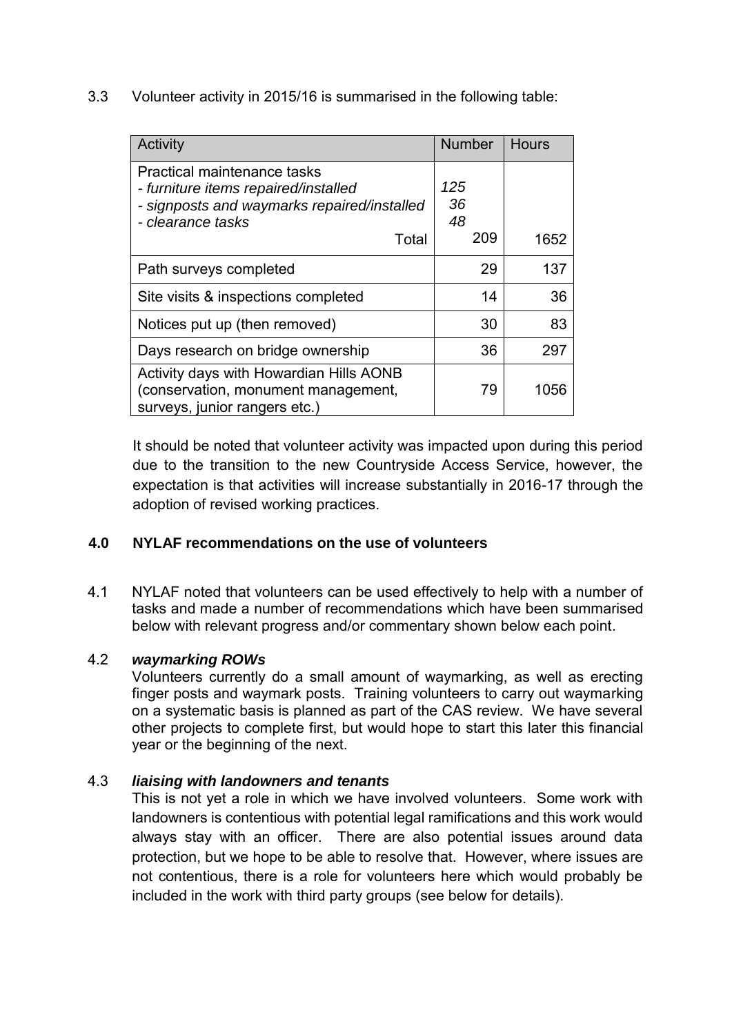3.3 Volunteer activity in 2015/16 is summarised in the following table:

| Activity | Number | Hours |
|---|---|---|
| Practical maintenance tasks<br>- *furniture items repaired/installed*<br>- *signposts and waymarks repaired/installed*<br>- *clearance tasks*<br>Total | <br>*125*<br>*36*<br>*48*<br>209 | <br><br><br><br>1652 |
| Path surveys completed | 29 | 137 |
| Site visits & inspections completed | 14 | 36 |
| Notices put up (then removed) | 30 | 83 |
| Days research on bridge ownership | 36 | 297 |
| Activity days with Howardian Hills AONB (conservation, monument management, surveys, junior rangers etc.) | 79 | 1056 |

It should be noted that volunteer activity was impacted upon during this period due to the transition to the new Countryside Access Service, however, the expectation is that activities will increase substantially in 2016-17 through the adoption of revised working practices.

## 4.0 NYLAF recommendations on the use of volunteers

4.1 NYLAF noted that volunteers can be used effectively to help with a number of tasks and made a number of recommendations which have been summarised below with relevant progress and/or commentary shown below each point.

4.2 ***waymarking ROWs***

Volunteers currently do a small amount of waymarking, as well as erecting finger posts and waymark posts. Training volunteers to carry out waymarking on a systematic basis is planned as part of the CAS review. We have several other projects to complete first, but would hope to start this later this financial year or the beginning of the next.

4.3 ***liaising with landowners and tenants***

This is not yet a role in which we have involved volunteers. Some work with landowners is contentious with potential legal ramifications and this work would always stay with an officer. There are also potential issues around data protection, but we hope to be able to resolve that. However, where issues are not contentious, there is a role for volunteers here which would probably be included in the work with third party groups (see below for details).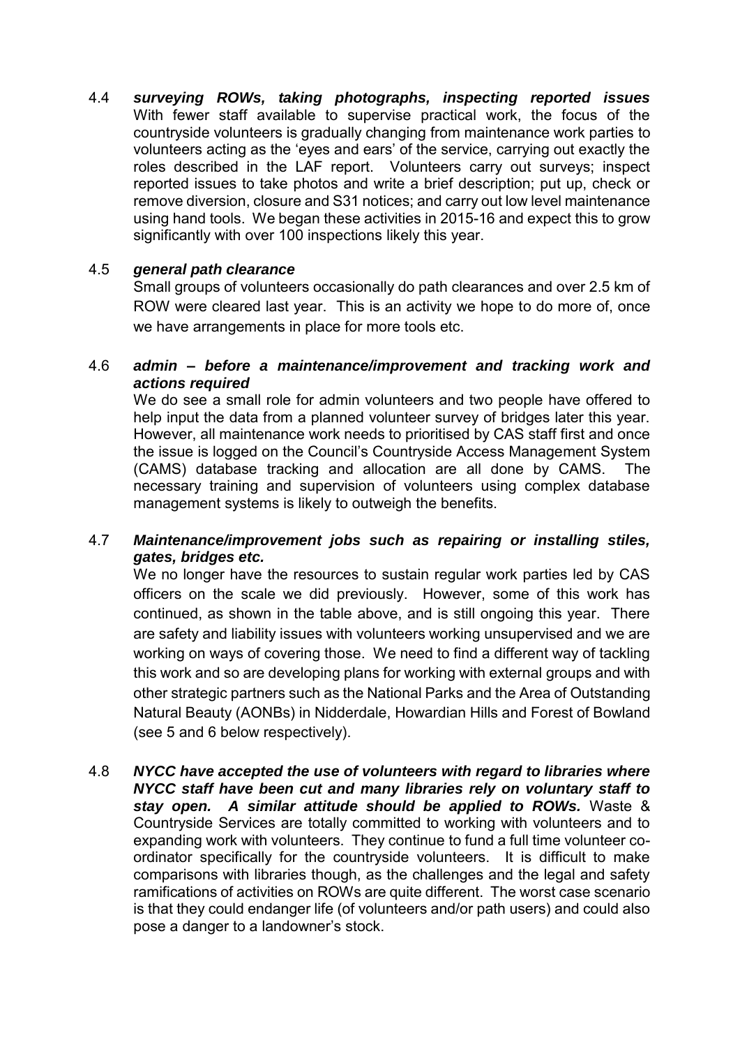4.4 ***surveying ROWs, taking photographs, inspecting reported issues*** With fewer staff available to supervise practical work, the focus of the countryside volunteers is gradually changing from maintenance work parties to volunteers acting as the 'eyes and ears' of the service, carrying out exactly the roles described in the LAF report. Volunteers carry out surveys; inspect reported issues to take photos and write a brief description; put up, check or remove diversion, closure and S31 notices; and carry out low level maintenance using hand tools. We began these activities in 2015-16 and expect this to grow significantly with over 100 inspections likely this year.

4.5 ***general path clearance***

Small groups of volunteers occasionally do path clearances and over 2.5 km of ROW were cleared last year. This is an activity we hope to do more of, once we have arrangements in place for more tools etc.

4.6 ***admin – before a maintenance/improvement and tracking work and actions required***

We do see a small role for admin volunteers and two people have offered to help input the data from a planned volunteer survey of bridges later this year. However, all maintenance work needs to prioritised by CAS staff first and once the issue is logged on the Council's Countryside Access Management System (CAMS) database tracking and allocation are all done by CAMS. The necessary training and supervision of volunteers using complex database management systems is likely to outweigh the benefits.

4.7 ***Maintenance/improvement jobs such as repairing or installing stiles, gates, bridges etc.***

We no longer have the resources to sustain regular work parties led by CAS officers on the scale we did previously. However, some of this work has continued, as shown in the table above, and is still ongoing this year. There are safety and liability issues with volunteers working unsupervised and we are working on ways of covering those. We need to find a different way of tackling this work and so are developing plans for working with external groups and with other strategic partners such as the National Parks and the Area of Outstanding Natural Beauty (AONBs) in Nidderdale, Howardian Hills and Forest of Bowland (see 5 and 6 below respectively).

4.8 ***NYCC have accepted the use of volunteers with regard to libraries where NYCC staff have been cut and many libraries rely on voluntary staff to stay open. A similar attitude should be applied to ROWs.*** Waste & Countryside Services are totally committed to working with volunteers and to expanding work with volunteers. They continue to fund a full time volunteer co-ordinator specifically for the countryside volunteers. It is difficult to make comparisons with libraries though, as the challenges and the legal and safety ramifications of activities on ROWs are quite different. The worst case scenario is that they could endanger life (of volunteers and/or path users) and could also pose a danger to a landowner's stock.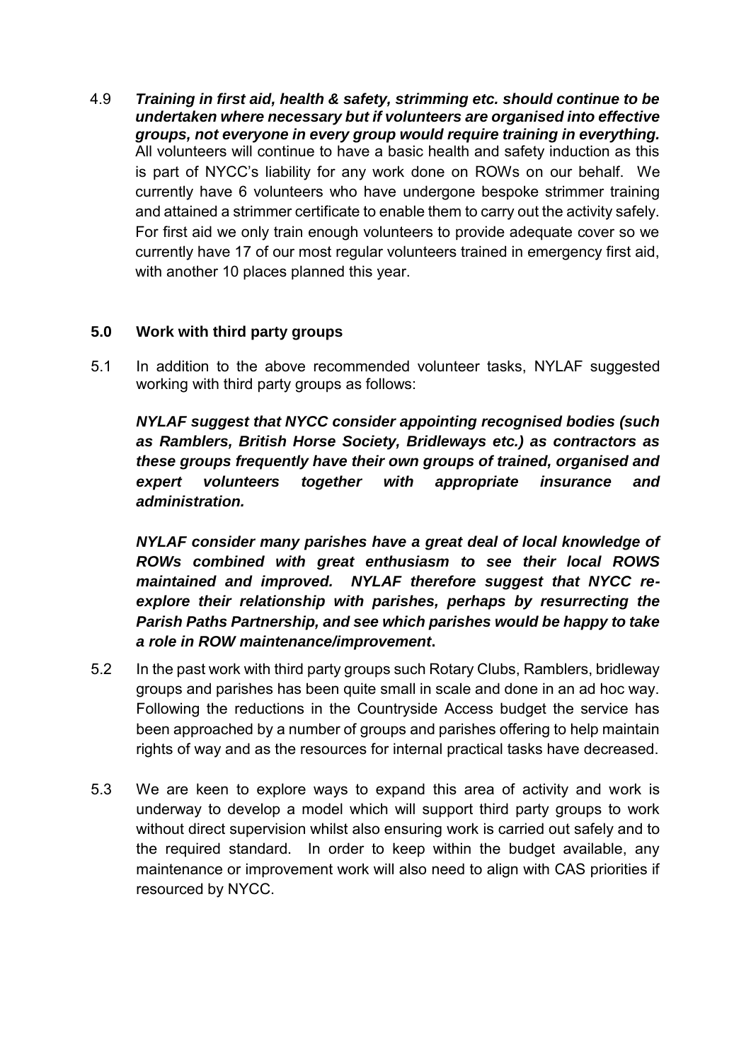4.9 ***Training in first aid, health & safety, strimming etc. should continue to be undertaken where necessary but if volunteers are organised into effective groups, not everyone in every group would require training in everything.*** All volunteers will continue to have a basic health and safety induction as this is part of NYCC's liability for any work done on ROWs on our behalf. We currently have 6 volunteers who have undergone bespoke strimmer training and attained a strimmer certificate to enable them to carry out the activity safely. For first aid we only train enough volunteers to provide adequate cover so we currently have 17 of our most regular volunteers trained in emergency first aid, with another 10 places planned this year.

## 5.0 Work with third party groups

5.1 In addition to the above recommended volunteer tasks, NYLAF suggested working with third party groups as follows:

***NYLAF suggest that NYCC consider appointing recognised bodies (such as Ramblers, British Horse Society, Bridleways etc.) as contractors as these groups frequently have their own groups of trained, organised and expert volunteers together with appropriate insurance and administration.***

***NYLAF consider many parishes have a great deal of local knowledge of ROWs combined with great enthusiasm to see their local ROWS maintained and improved. NYLAF therefore suggest that NYCC re-explore their relationship with parishes, perhaps by resurrecting the Parish Paths Partnership, and see which parishes would be happy to take a role in ROW maintenance/improvement.***

5.2 In the past work with third party groups such Rotary Clubs, Ramblers, bridleway groups and parishes has been quite small in scale and done in an ad hoc way. Following the reductions in the Countryside Access budget the service has been approached by a number of groups and parishes offering to help maintain rights of way and as the resources for internal practical tasks have decreased.

5.3 We are keen to explore ways to expand this area of activity and work is underway to develop a model which will support third party groups to work without direct supervision whilst also ensuring work is carried out safely and to the required standard. In order to keep within the budget available, any maintenance or improvement work will also need to align with CAS priorities if resourced by NYCC.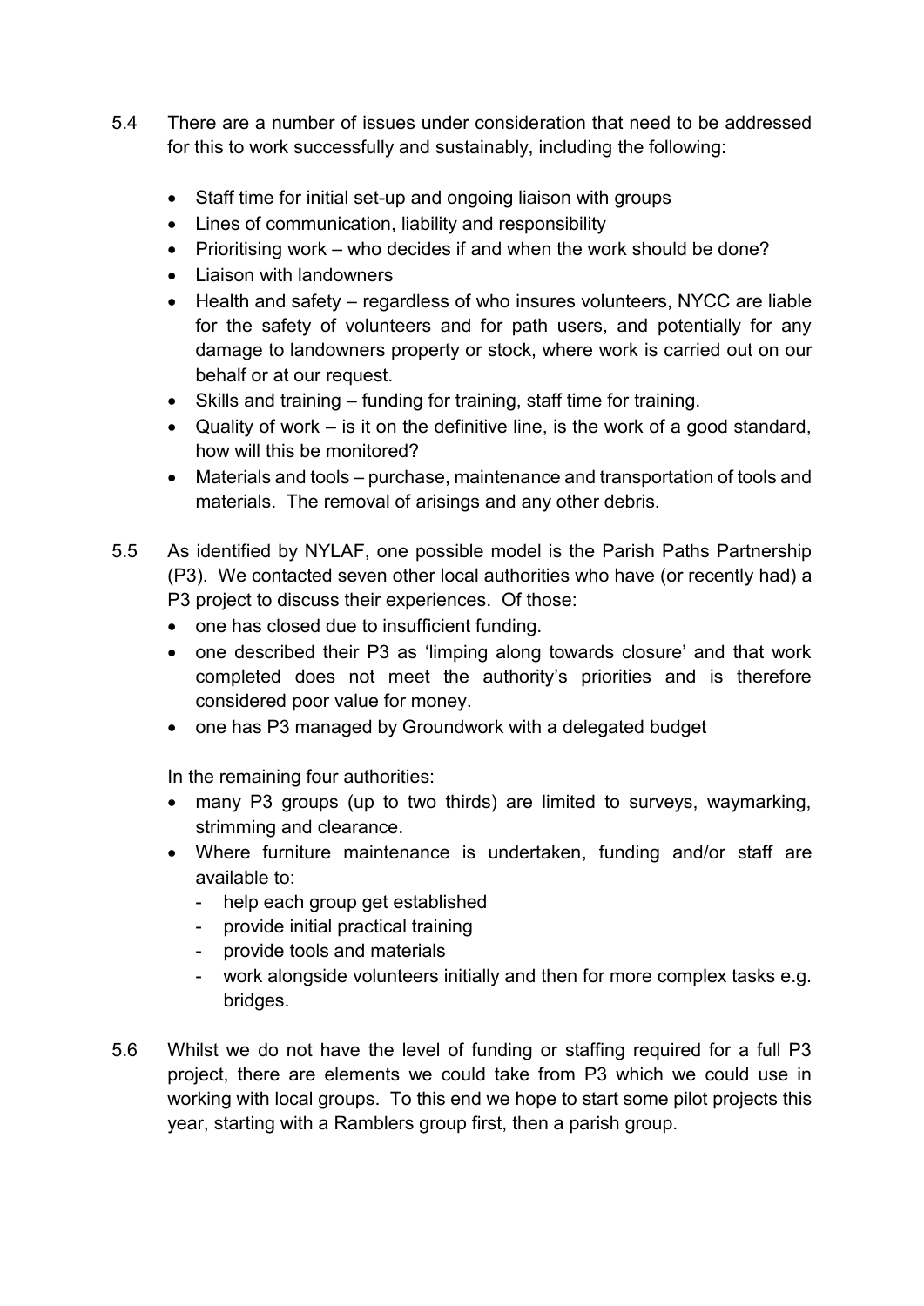5.4 There are a number of issues under consideration that need to be addressed for this to work successfully and sustainably, including the following:

- Staff time for initial set-up and ongoing liaison with groups
- Lines of communication, liability and responsibility
- Prioritising work – who decides if and when the work should be done?
- Liaison with landowners
- Health and safety – regardless of who insures volunteers, NYCC are liable for the safety of volunteers and for path users, and potentially for any damage to landowners property or stock, where work is carried out on our behalf or at our request.
- Skills and training – funding for training, staff time for training.
- Quality of work – is it on the definitive line, is the work of a good standard, how will this be monitored?
- Materials and tools – purchase, maintenance and transportation of tools and materials. The removal of arisings and any other debris.

5.5 As identified by NYLAF, one possible model is the Parish Paths Partnership (P3). We contacted seven other local authorities who have (or recently had) a P3 project to discuss their experiences. Of those:

- one has closed due to insufficient funding.
- one described their P3 as 'limping along towards closure' and that work completed does not meet the authority's priorities and is therefore considered poor value for money.
- one has P3 managed by Groundwork with a delegated budget

In the remaining four authorities:

- many P3 groups (up to two thirds) are limited to surveys, waymarking, strimming and clearance.
- Where furniture maintenance is undertaken, funding and/or staff are available to:
  - help each group get established
  - provide initial practical training
  - provide tools and materials
  - work alongside volunteers initially and then for more complex tasks e.g. bridges.

5.6 Whilst we do not have the level of funding or staffing required for a full P3 project, there are elements we could take from P3 which we could use in working with local groups. To this end we hope to start some pilot projects this year, starting with a Ramblers group first, then a parish group.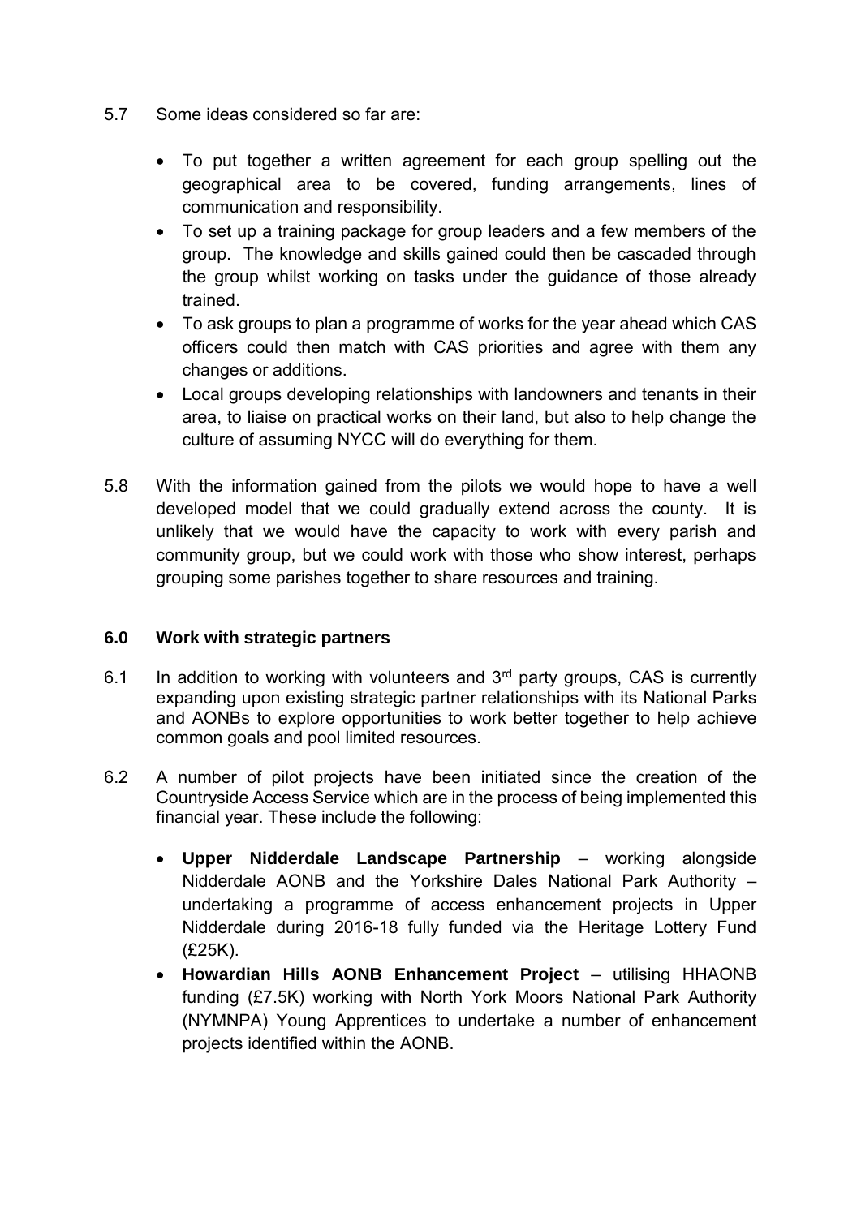5.7 Some ideas considered so far are:

- To put together a written agreement for each group spelling out the geographical area to be covered, funding arrangements, lines of communication and responsibility.
- To set up a training package for group leaders and a few members of the group. The knowledge and skills gained could then be cascaded through the group whilst working on tasks under the guidance of those already trained.
- To ask groups to plan a programme of works for the year ahead which CAS officers could then match with CAS priorities and agree with them any changes or additions.
- Local groups developing relationships with landowners and tenants in their area, to liaise on practical works on their land, but also to help change the culture of assuming NYCC will do everything for them.

5.8 With the information gained from the pilots we would hope to have a well developed model that we could gradually extend across the county. It is unlikely that we would have the capacity to work with every parish and community group, but we could work with those who show interest, perhaps grouping some parishes together to share resources and training.

## 6.0 Work with strategic partners

6.1 In addition to working with volunteers and 3rd party groups, CAS is currently expanding upon existing strategic partner relationships with its National Parks and AONBs to explore opportunities to work better together to help achieve common goals and pool limited resources.

6.2 A number of pilot projects have been initiated since the creation of the Countryside Access Service which are in the process of being implemented this financial year. These include the following:

- **Upper Nidderdale Landscape Partnership** – working alongside Nidderdale AONB and the Yorkshire Dales National Park Authority – undertaking a programme of access enhancement projects in Upper Nidderdale during 2016-18 fully funded via the Heritage Lottery Fund (£25K).
- **Howardian Hills AONB Enhancement Project** – utilising HHAONB funding (£7.5K) working with North York Moors National Park Authority (NYMNPA) Young Apprentices to undertake a number of enhancement projects identified within the AONB.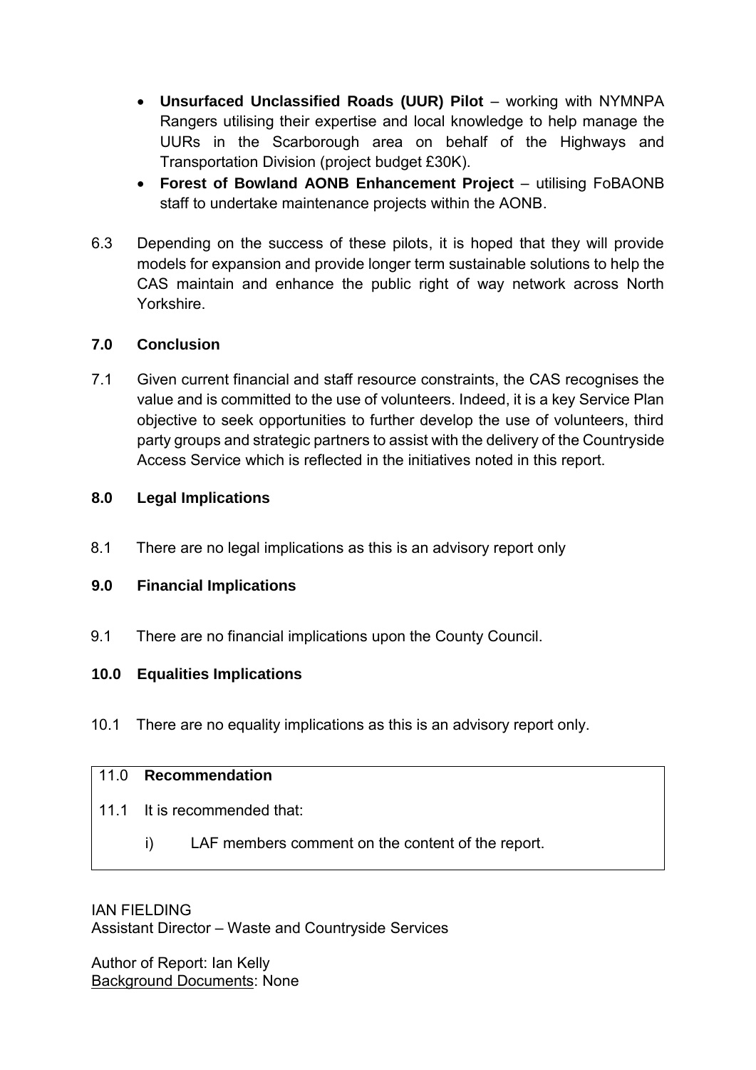- **Unsurfaced Unclassified Roads (UUR) Pilot** – working with NYMNPA Rangers utilising their expertise and local knowledge to help manage the UURs in the Scarborough area on behalf of the Highways and Transportation Division (project budget £30K).
- **Forest of Bowland AONB Enhancement Project** – utilising FoBAONB staff to undertake maintenance projects within the AONB.

6.3 Depending on the success of these pilots, it is hoped that they will provide models for expansion and provide longer term sustainable solutions to help the CAS maintain and enhance the public right of way network across North Yorkshire.

**7.0 Conclusion**

7.1 Given current financial and staff resource constraints, the CAS recognises the value and is committed to the use of volunteers. Indeed, it is a key Service Plan objective to seek opportunities to further develop the use of volunteers, third party groups and strategic partners to assist with the delivery of the Countryside Access Service which is reflected in the initiatives noted in this report.

**8.0 Legal Implications**

8.1 There are no legal implications as this is an advisory report only

**9.0 Financial Implications**

9.1 There are no financial implications upon the County Council.

**10.0 Equalities Implications**

10.1 There are no equality implications as this is an advisory report only.

11.0 **Recommendation**

11.1 It is recommended that:

i) LAF members comment on the content of the report.

IAN FIELDING
Assistant Director – Waste and Countryside Services

Author of Report: Ian Kelly
Background Documents: None